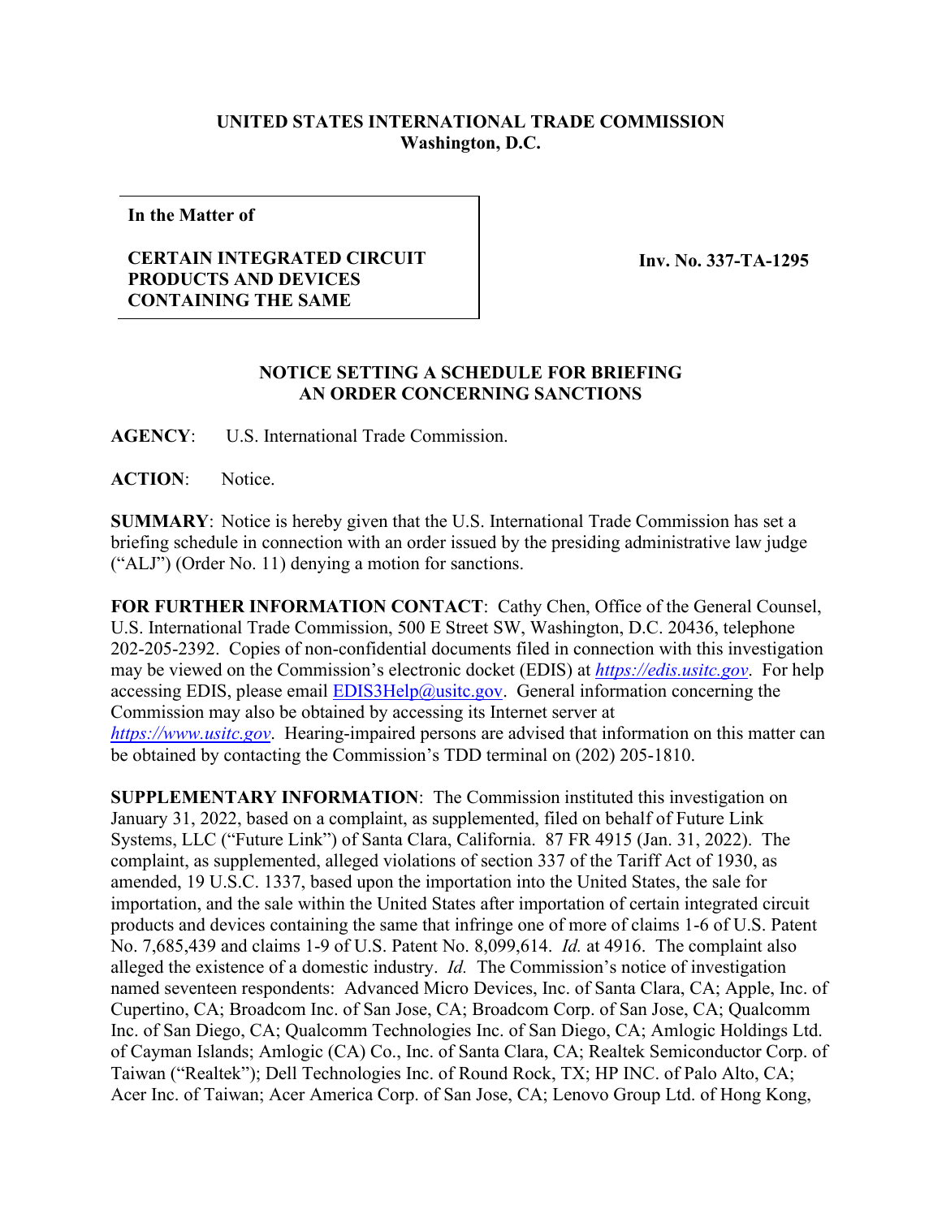**UNITED STATES INTERNATIONAL TRADE COMMISSION**
**Washington, D.C.**

| **In the Matter of**<br><br>**CERTAIN INTEGRATED CIRCUIT PRODUCTS AND DEVICES CONTAINING THE SAME** | **Inv. No. 337-TA-1295** |
|---|---|

**NOTICE SETTING A SCHEDULE FOR BRIEFING AN ORDER CONCERNING SANCTIONS**

**AGENCY**: U.S. International Trade Commission.

**ACTION**: Notice.

**SUMMARY**: Notice is hereby given that the U.S. International Trade Commission has set a briefing schedule in connection with an order issued by the presiding administrative law judge ("ALJ") (Order No. 11) denying a motion for sanctions.

**FOR FURTHER INFORMATION CONTACT**: Cathy Chen, Office of the General Counsel, U.S. International Trade Commission, 500 E Street SW, Washington, D.C. 20436, telephone 202-205-2392. Copies of non-confidential documents filed in connection with this investigation may be viewed on the Commission's electronic docket (EDIS) at *https://edis.usitc.gov*. For help accessing EDIS, please email EDIS3Help@usitc.gov. General information concerning the Commission may also be obtained by accessing its Internet server at *https://www.usitc.gov*. Hearing-impaired persons are advised that information on this matter can be obtained by contacting the Commission's TDD terminal on (202) 205-1810.

**SUPPLEMENTARY INFORMATION**: The Commission instituted this investigation on January 31, 2022, based on a complaint, as supplemented, filed on behalf of Future Link Systems, LLC ("Future Link") of Santa Clara, California. 87 FR 4915 (Jan. 31, 2022). The complaint, as supplemented, alleged violations of section 337 of the Tariff Act of 1930, as amended, 19 U.S.C. 1337, based upon the importation into the United States, the sale for importation, and the sale within the United States after importation of certain integrated circuit products and devices containing the same that infringe one of more of claims 1-6 of U.S. Patent No. 7,685,439 and claims 1-9 of U.S. Patent No. 8,099,614. *Id.* at 4916. The complaint also alleged the existence of a domestic industry. *Id.* The Commission's notice of investigation named seventeen respondents: Advanced Micro Devices, Inc. of Santa Clara, CA; Apple, Inc. of Cupertino, CA; Broadcom Inc. of San Jose, CA; Broadcom Corp. of San Jose, CA; Qualcomm Inc. of San Diego, CA; Qualcomm Technologies Inc. of San Diego, CA; Amlogic Holdings Ltd. of Cayman Islands; Amlogic (CA) Co., Inc. of Santa Clara, CA; Realtek Semiconductor Corp. of Taiwan ("Realtek"); Dell Technologies Inc. of Round Rock, TX; HP INC. of Palo Alto, CA; Acer Inc. of Taiwan; Acer America Corp. of San Jose, CA; Lenovo Group Ltd. of Hong Kong,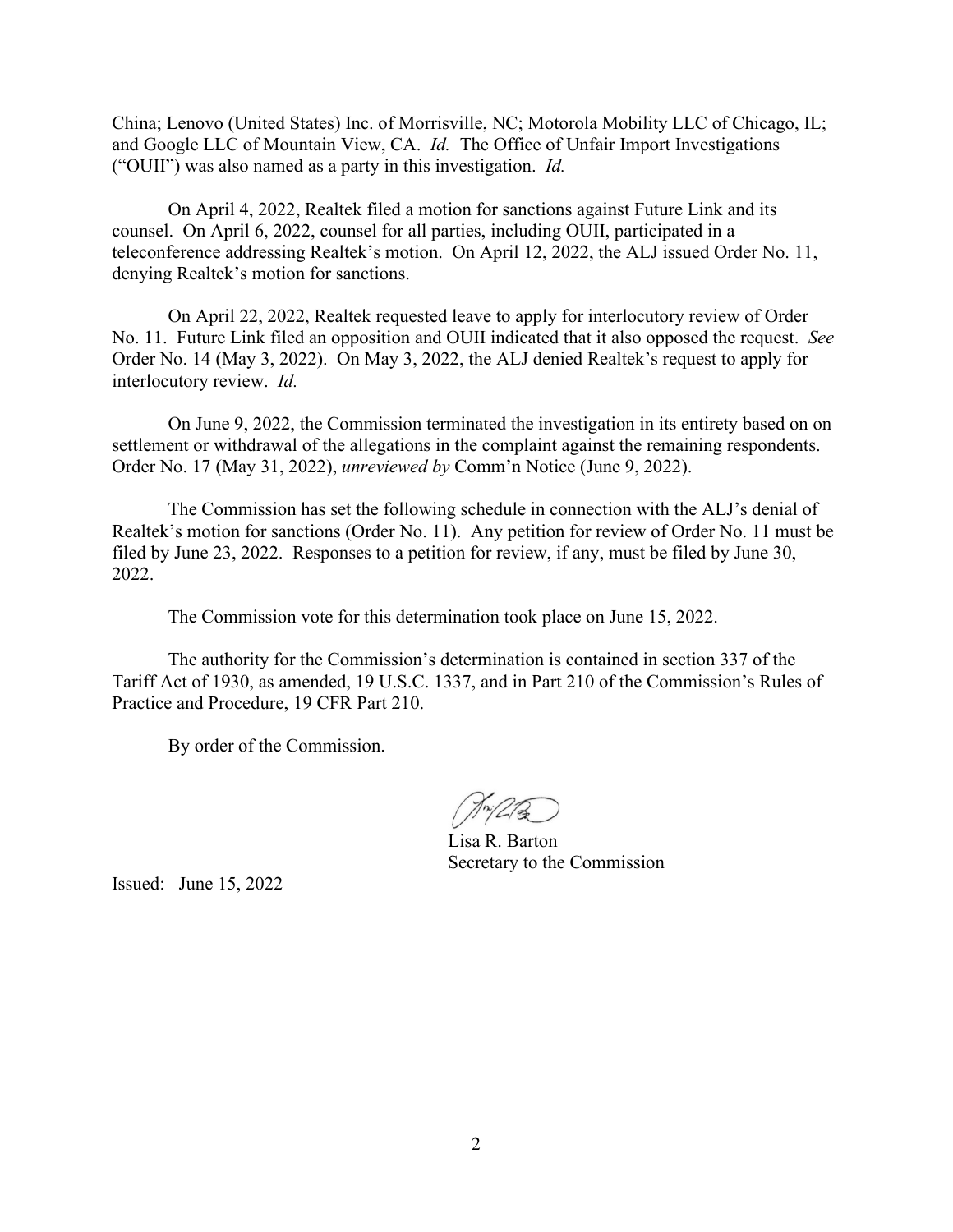China; Lenovo (United States) Inc. of Morrisville, NC; Motorola Mobility LLC of Chicago, IL; and Google LLC of Mountain View, CA. *Id.* The Office of Unfair Import Investigations ("OUII") was also named as a party in this investigation. *Id.*

On April 4, 2022, Realtek filed a motion for sanctions against Future Link and its counsel. On April 6, 2022, counsel for all parties, including OUII, participated in a teleconference addressing Realtek's motion. On April 12, 2022, the ALJ issued Order No. 11, denying Realtek's motion for sanctions.

On April 22, 2022, Realtek requested leave to apply for interlocutory review of Order No. 11. Future Link filed an opposition and OUII indicated that it also opposed the request. *See* Order No. 14 (May 3, 2022). On May 3, 2022, the ALJ denied Realtek's request to apply for interlocutory review. *Id.*

On June 9, 2022, the Commission terminated the investigation in its entirety based on on settlement or withdrawal of the allegations in the complaint against the remaining respondents. Order No. 17 (May 31, 2022), *unreviewed by* Comm'n Notice (June 9, 2022).

The Commission has set the following schedule in connection with the ALJ's denial of Realtek's motion for sanctions (Order No. 11). Any petition for review of Order No. 11 must be filed by June 23, 2022. Responses to a petition for review, if any, must be filed by June 30, 2022.

The Commission vote for this determination took place on June 15, 2022.

The authority for the Commission's determination is contained in section 337 of the Tariff Act of 1930, as amended, 19 U.S.C. 1337, and in Part 210 of the Commission's Rules of Practice and Procedure, 19 CFR Part 210.

By order of the Commission.

Lisa R. Barton
Secretary to the Commission

Issued: June 15, 2022